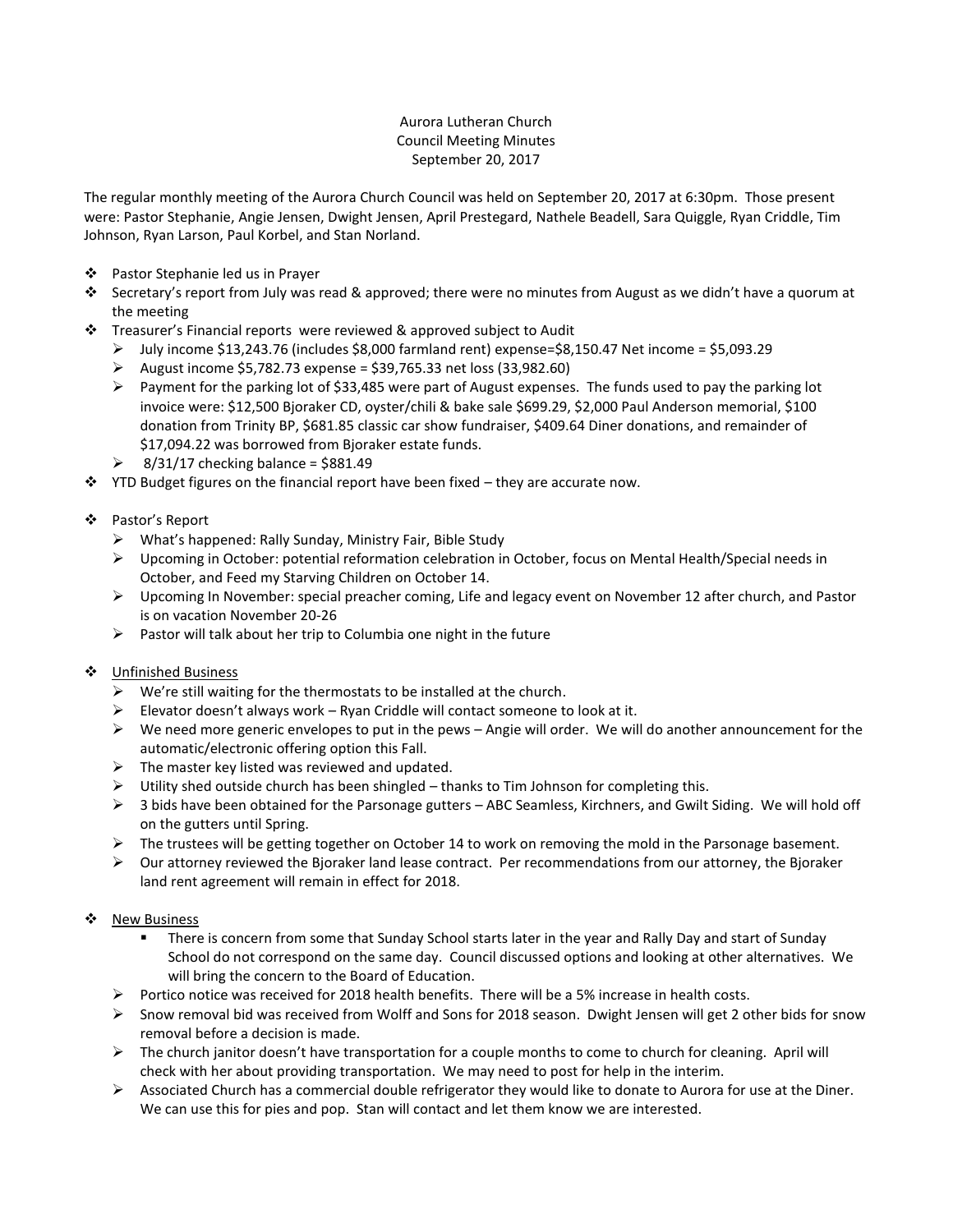Aurora Lutheran Church
Council Meeting Minutes
September 20, 2017

The regular monthly meeting of the Aurora Church Council was held on September 20, 2017 at 6:30pm. Those present were: Pastor Stephanie, Angie Jensen, Dwight Jensen, April Prestegard, Nathele Beadell, Sara Quiggle, Ryan Criddle, Tim Johnson, Ryan Larson, Paul Korbel, and Stan Norland.

- Pastor Stephanie led us in Prayer
- Secretary's report from July was read & approved; there were no minutes from August as we didn't have a quorum at the meeting
- Treasurer's Financial reports were reviewed & approved subject to Audit
  - July income $13,243.76 (includes $8,000 farmland rent) expense=$8,150.47 Net income = $5,093.29
  - August income $5,782.73 expense = $39,765.33 net loss (33,982.60)
  - Payment for the parking lot of $33,485 were part of August expenses. The funds used to pay the parking lot invoice were: $12,500 Bjoraker CD, oyster/chili & bake sale $699.29, $2,000 Paul Anderson memorial, $100 donation from Trinity BP, $681.85 classic car show fundraiser, $409.64 Diner donations, and remainder of $17,094.22 was borrowed from Bjoraker estate funds.
  - 8/31/17 checking balance = $881.49
- YTD Budget figures on the financial report have been fixed – they are accurate now.

- Pastor's Report
  - What's happened: Rally Sunday, Ministry Fair, Bible Study
  - Upcoming in October: potential reformation celebration in October, focus on Mental Health/Special needs in October, and Feed my Starving Children on October 14.
  - Upcoming In November: special preacher coming, Life and legacy event on November 12 after church, and Pastor is on vacation November 20-26
  - Pastor will talk about her trip to Columbia one night in the future

- <u>Unfinished Business</u>
  - We're still waiting for the thermostats to be installed at the church.
  - Elevator doesn't always work – Ryan Criddle will contact someone to look at it.
  - We need more generic envelopes to put in the pews – Angie will order. We will do another announcement for the automatic/electronic offering option this Fall.
  - The master key listed was reviewed and updated.
  - Utility shed outside church has been shingled – thanks to Tim Johnson for completing this.
  - 3 bids have been obtained for the Parsonage gutters – ABC Seamless, Kirchners, and Gwilt Siding. We will hold off on the gutters until Spring.
  - The trustees will be getting together on October 14 to work on removing the mold in the Parsonage basement.
  - Our attorney reviewed the Bjoraker land lease contract. Per recommendations from our attorney, the Bjoraker land rent agreement will remain in effect for 2018.

- <u>New Business</u>
  - There is concern from some that Sunday School starts later in the year and Rally Day and start of Sunday School do not correspond on the same day. Council discussed options and looking at other alternatives. We will bring the concern to the Board of Education.
  - Portico notice was received for 2018 health benefits. There will be a 5% increase in health costs.
  - Snow removal bid was received from Wolff and Sons for 2018 season. Dwight Jensen will get 2 other bids for snow removal before a decision is made.
  - The church janitor doesn't have transportation for a couple months to come to church for cleaning. April will check with her about providing transportation. We may need to post for help in the interim.
  - Associated Church has a commercial double refrigerator they would like to donate to Aurora for use at the Diner. We can use this for pies and pop. Stan will contact and let them know we are interested.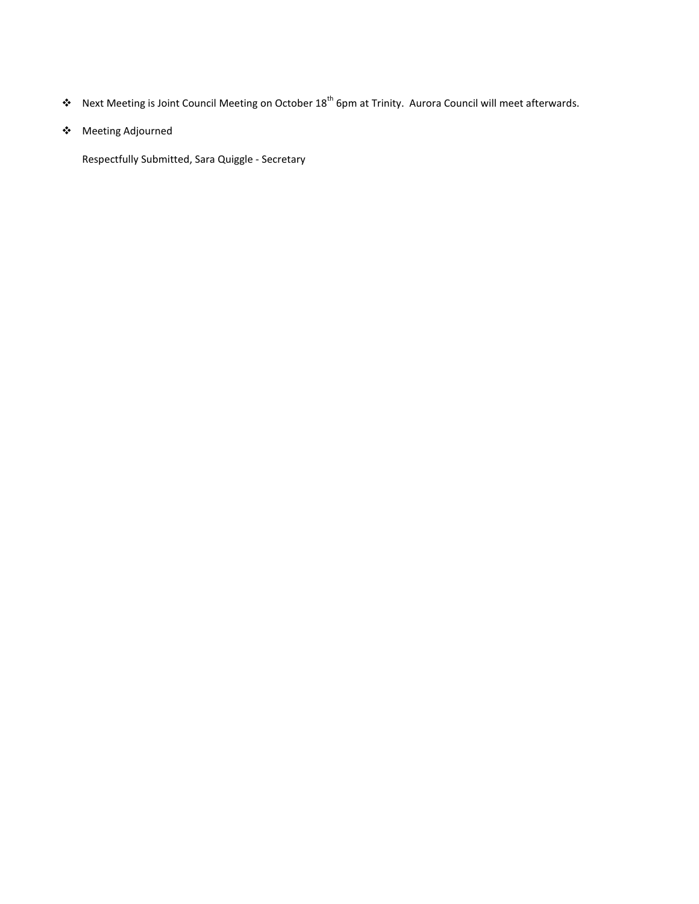- Next Meeting is Joint Council Meeting on October 18th 6pm at Trinity. Aurora Council will meet afterwards.
- Meeting Adjourned

  Respectfully Submitted, Sara Quiggle - Secretary